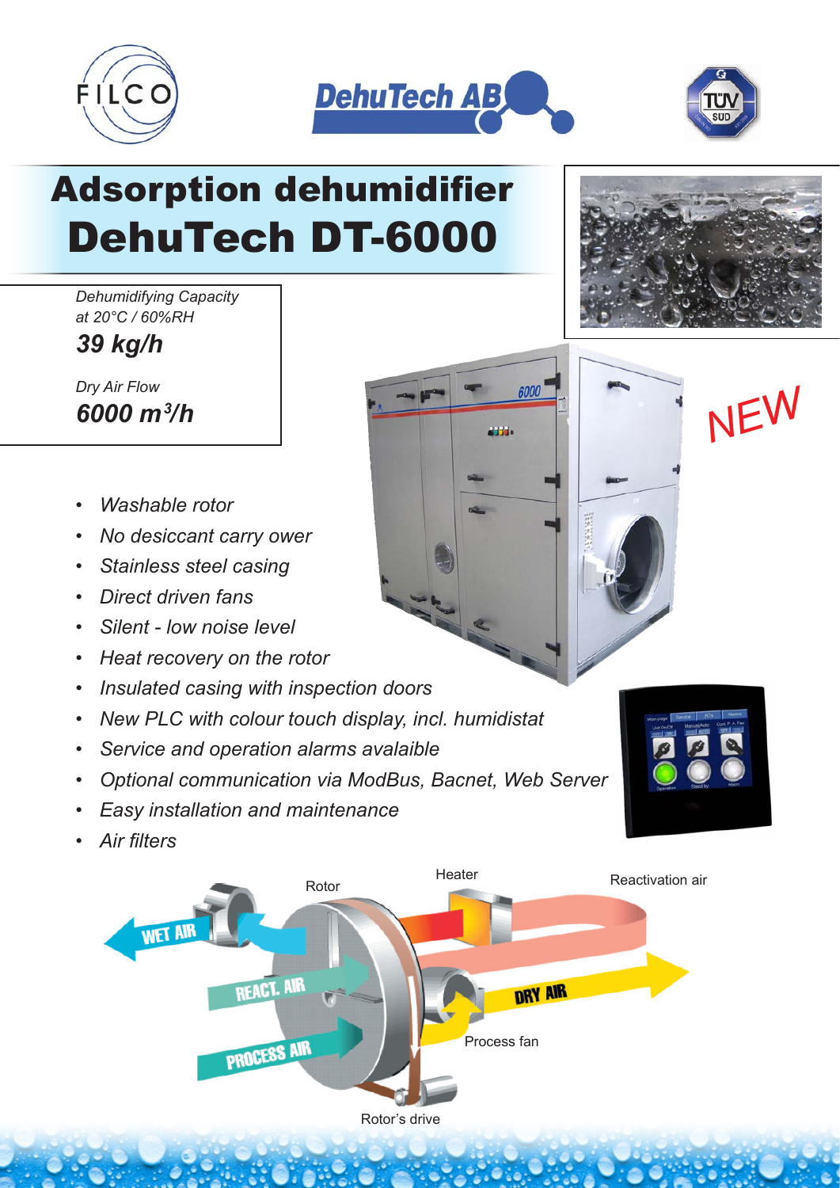# Adsorption dehumidifier
# DehuTech DT-6000

*Dehumidifying Capacity at 20°C / 60%RH*

***39 kg/h***

*Dry Air Flow*

***6000 m³/h***

NEW

- *Washable rotor*
- *No desiccant carry ower*
- *Stainless steel casing*
- *Direct driven fans*
- *Silent - low noise level*
- *Heat recovery on the rotor*
- *Insulated casing with inspection doors*
- *New PLC with colour touch display, incl. humidistat*
- *Service and operation alarms avalaible*
- *Optional communication via ModBus, Bacnet, Web Server*
- *Easy installation and maintenance*
- *Air filters*

Rotor

Heater

Reactivation air

WET AIR

REACT. AIR

PROCESS AIR

DRY AIR

Process fan

Rotor's drive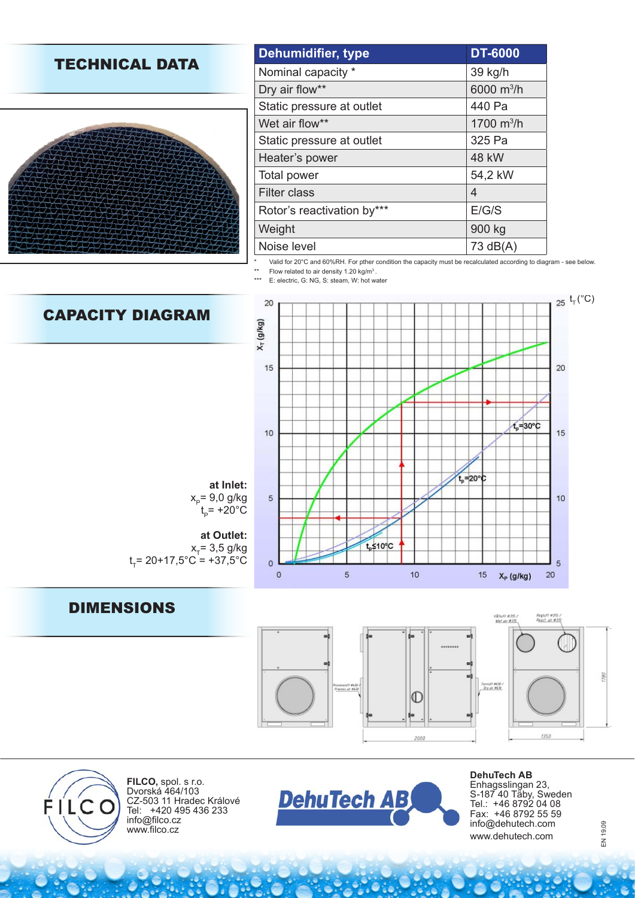## TECHNICAL DATA

| Dehumidifier, type | DT-6000 |
|---|---|
| Nominal capacity * | 39 kg/h |
| Dry air flow** | 6000 m³/h |
| Static pressure at outlet | 440 Pa |
| Wet air flow** | 1700 m³/h |
| Static pressure at outlet | 325 Pa |
| Heater's power | 48 kW |
| Total power | 54,2 kW |
| Filter class | 4 |
| Rotor's reactivation by*** | E/G/S |
| Weight | 900 kg |
| Noise level | 73 dB(A) |

\* Valid for 20°C and 60%RH. For pther condition the capacity must be recalculated according to diagram - see below.

\*\* Flow related to air density 1.20 kg/m³.

\*\*\* E: electric, G: NG, S: steam, W: hot water

## CAPACITY DIAGRAM

**at Inlet:**
$x_P$= 9,0 g/kg
$t_P$= +20°C

**at Outlet:**
$x_T$= 3,5 g/kg
$t_T$= 20+17,5°C = +37,5°C

$X_T$ (g/kg)
$t_T$ (°C)
$X_P$ (g/kg)
$t_p$=30°C
$t_p$=20°C
$t_p$≤10°C

## DIMENSIONS

Våtluft Ø315 / Wet air Ø315
Regluft Ø315 / React. air Ø315
Processluft Ø630 / Process air Ø630
Torrluft Ø630 / Dry air Ø630
2000
1350
1780

**FILCO,** spol. s r.o.
Dvorská 464/103
CZ-503 11 Hradec Králové
Tel: +420 495 436 233
info@filco.cz
www.filco.cz

**DehuTech AB**
Enhagsslingan 23,
S-187 40 Täby, Sweden
Tel.: +46 8792 04 08
Fax: +46 8792 55 59
info@dehutech.com
www.dehutech.com

EN 19.09